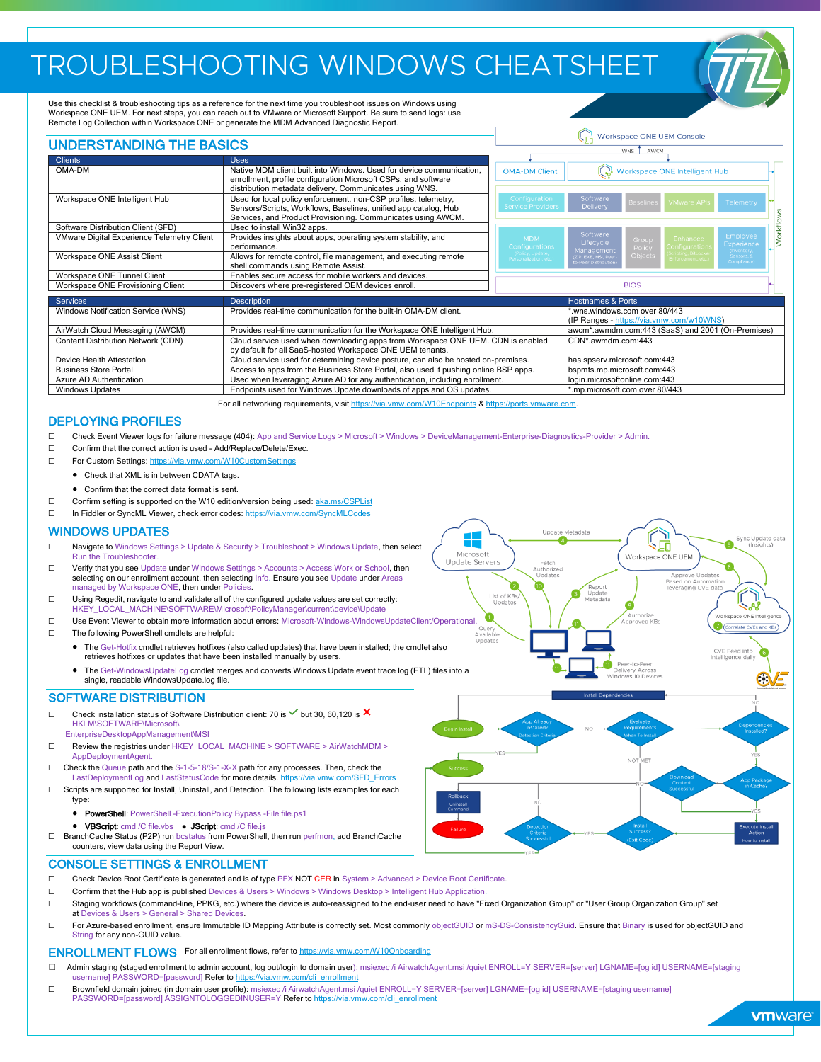# TROUBLESHOOTING WINDOWS CHEATSHEET

Use this checklist & troubleshooting tips as a reference for the next time you troubleshoot issues on Windows using Workspace ONE UEM. For next steps, you can reach out to VMware or Microsoft Support. Be sure to send logs: use Remote Log Collection within Workspace ONE or generate the MDM Advanced Diagnostic Report.

## UNDERSTANDING THE BASICS

| Clients | Uses |
|---|---|
| OMA-DM | Native MDM client built into Windows. Used for device communication, enrollment, profile configuration Microsoft CSPs, and software distribution metadata delivery. Communicates using WNS. |
| Workspace ONE Intelligent Hub | Used for local policy enforcement, non-CSP profiles, telemetry, Sensors/Scripts, Workflows, Baselines, unified app catalog, Hub Services, and Product Provisioning. Communicates using AWCM. |
| Software Distribution Client (SFD) | Used to install Win32 apps. |
| VMware Digital Experience Telemetry Client | Provides insights about apps, operating system stability, and performance. |
| Workspace ONE Assist Client | Allows for remote control, file management, and executing remote shell commands using Remote Assist. |
| Workspace ONE Tunnel Client | Enables secure access for mobile workers and devices. |
| Workspace ONE Provisioning Client | Discovers where pre-registered OEM devices enroll. |

| Services | Description | Hostnames & Ports |
|---|---|---|
| Windows Notification Service (WNS) | Provides real-time communication for the built-in OMA-DM client. | *.wns.windows.com over 80/443 (IP Ranges - https://via.vmw.com/w10WNS) |
| AirWatch Cloud Messaging (AWCM) | Provides real-time communication for the Workspace ONE Intelligent Hub. | awcm*.awmdm.com:443 (SaaS) and 2001 (On-Premises) |
| Content Distribution Network (CDN) | Cloud service used when downloading apps from Workspace ONE UEM. CDN is enabled by default for all SaaS-hosted Workspace ONE UEM tenants. | CDN*.awmdm.com:443 |
| Device Health Attestation | Cloud service used for determining device posture, can also be hosted on-premises. | has.spserv.microsoft.com:443 |
| Business Store Portal | Access to apps from the Business Store Portal, also used if pushing online BSP apps. | bspmts.mp.microsoft.com:443 |
| Azure AD Authentication | Used when leveraging Azure AD for any authentication, including enrollment. | login.microsoftonline.com:443 |
| Windows Updates | Endpoints used for Windows Update downloads of apps and OS updates. | *.mp.microsoft.com over 80/443 |

For all networking requirements, visit https://via.vmw.com/W10Endpoints & https://ports.vmware.com.

## DEPLOYING PROFILES

- ☐ Check Event Viewer logs for failure message (404): App and Service Logs > Microsoft > Windows > DeviceManagement-Enterprise-Diagnostics-Provider > Admin.
- ☐ Confirm that the correct action is used - Add/Replace/Delete/Exec.
- ☐ For Custom Settings: https://via.vmw.com/W10CustomSettings
  - Check that XML is in between CDATA tags.
  - Confirm that the correct data format is sent.
- ☐ Confirm setting is supported on the W10 edition/version being used: aka.ms/CSPList
- ☐ In Fiddler or SyncML Viewer, check error codes: https://via.vmw.com/SyncMLCodes

## WINDOWS UPDATES

- ☐ Navigate to Windows Settings > Update & Security > Troubleshoot > Windows Update, then select Run the Troubleshooter.
- ☐ Verify that you see Update under Windows Settings > Accounts > Access Work or School, then selecting on our enrollment account, then selecting Info. Ensure you see Update under Areas managed by Workspace ONE, then under Policies.
- ☐ Using Regedit, navigate to and validate all of the configured update values are set correctly: HKEY_LOCAL_MACHINE\SOFTWARE\Microsoft\PolicyManager\current\device\Update
- ☐ Use Event Viewer to obtain more information about errors: Microsoft-Windows-WindowsUpdateClient/Operational.
- ☐ The following PowerShell cmdlets are helpful:
  - The Get-Hotfix cmdlet retrieves hotfixes (also called updates) that have been installed; the cmdlet also retrieves hotfixes or updates that have been installed manually by users.
  - The Get-WindowsUpdateLog cmdlet merges and converts Windows Update event trace log (ETL) files into a single, readable WindowsUpdate.log file.

## SOFTWARE DISTRIBUTION

- ☐ Check installation status of Software Distribution client: 70 is ✓ but 30, 60,120 is ✗ HKLM\SOFTWARE\Microsoft\EnterpriseDesktopAppManagement\MSI
- ☐ Review the registries under HKEY_LOCAL_MACHINE > SOFTWARE > AirWatchMDM > AppDeploymentAgent.
- ☐ Check the Queue path and the S-1-5-18/S-1-X-X path for any processes. Then, check the LastDeploymentLog and LastStatusCode for more details. https://via.vmw.com/SFD_Errors
- ☐ Scripts are supported for Install, Uninstall, and Detection. The following lists examples for each type:
  - **PowerShell**: PowerShell -ExecutionPolicy Bypass -File file.ps1
  - **VBScript**: cmd /C file.vbs
  - **JScript**: cmd /C file.js
- ☐ BranchCache Status (P2P) run bcstatus from PowerShell, then run perfmon, add BranchCache counters, view data using the Report View.

## CONSOLE SETTINGS & ENROLLMENT

- ☐ Check Device Root Certificate is generated and is of type PFX NOT CER in System > Advanced > Device Root Certificate.
- ☐ Confirm that the Hub app is published Devices & Users > Windows > Windows Desktop > Intelligent Hub Application.
- ☐ Staging workflows (command-line, PPKG, etc.) where the device is auto-reassigned to the end-user need to have "Fixed Organization Group" or "User Group Organization Group" set at Devices & Users > General > Shared Devices.
- ☐ For Azure-based enrollment, ensure Immutable ID Mapping Attribute is correctly set. Most commonly objectGUID or mS-DS-ConsistencyGuid. Ensure that Binary is used for objectGUID and String for any non-GUID value.

## ENROLLMENT FLOWS

For all enrollment flows, refer to https://via.vmw.com/W10Onboarding

- ☐ Admin staging (staged enrollment to admin account, log out/login to domain user): msiexec /i AirwatchAgent.msi /quiet ENROLL=Y SERVER=[server] LGNAME=[og id] USERNAME=[staging username] PASSWORD=[password] Refer to https://via.vmw.com/cli_enrollment
- ☐ Brownfield domain joined (in domain user profile): msiexec /i AirwatchAgent.msi /quiet ENROLL=Y SERVER=[server] LGNAME=[og id] USERNAME=[staging username] PASSWORD=[password] ASSIGNTOLOGGEDINUSER=Y Refer to https://via.vmw.com/cli_enrollment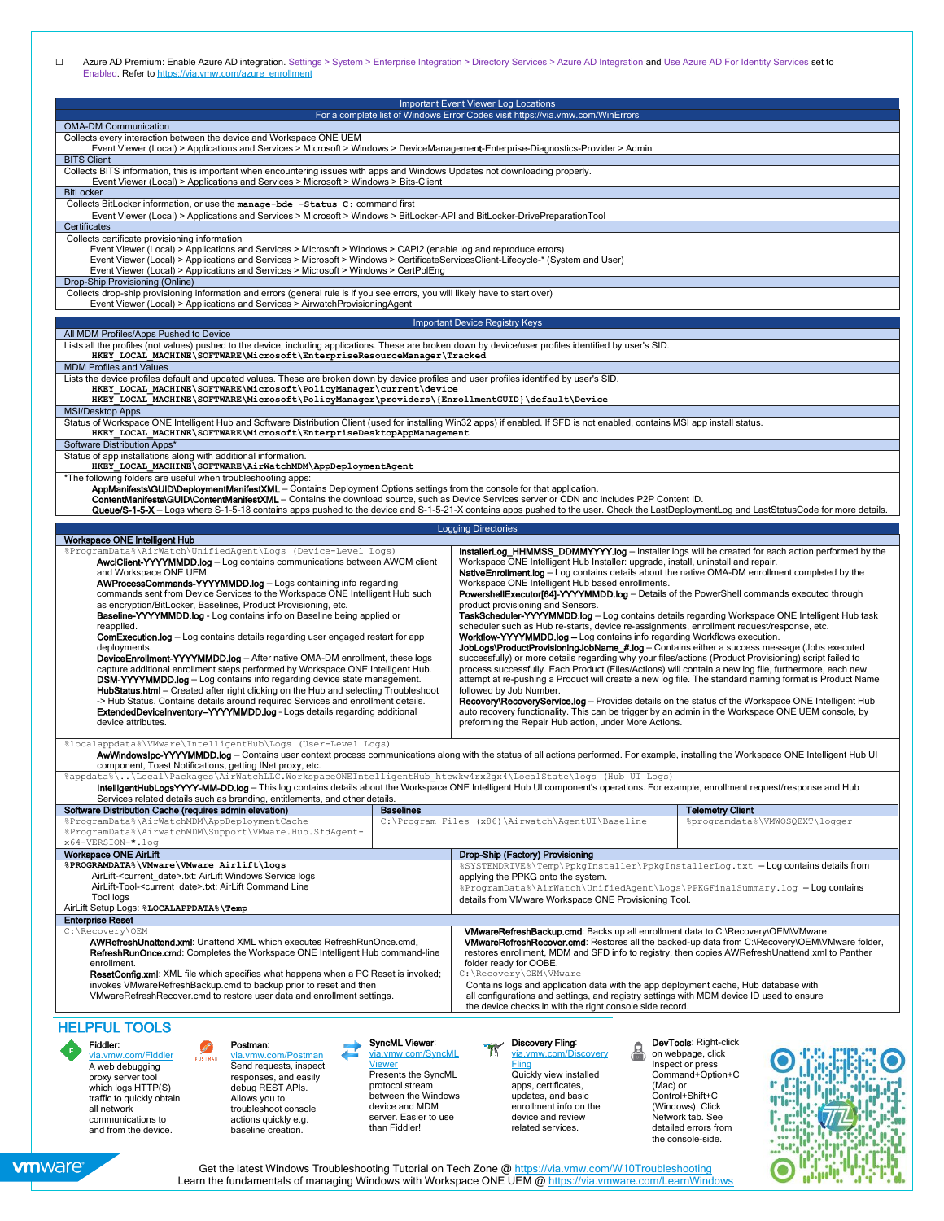☐ Azure AD Premium: Enable Azure AD integration. Settings > System > Enterprise Integration > Directory Services > Azure AD Integration and Use Azure AD For Identity Services set to Enabled. Refer to https://via.vmw.com/azure_enrollment

## Important Event Viewer Log Locations

For a complete list of Windows Error Codes visit https://via.vmw.com/WinErrors

**OMA-DM Communication**

Collects every interaction between the device and Workspace ONE UEM
- Event Viewer (Local) > Applications and Services > Microsoft > Windows > DeviceManagement-Enterprise-Diagnostics-Provider > Admin

**BITS Client**

Collects BITS information, this is important when encountering issues with apps and Windows Updates not downloading properly.
- Event Viewer (Local) > Applications and Services > Microsoft > Windows > Bits-Client

**BitLocker**

Collects BitLocker information, or use the `manage-bde -Status C:` command first
- Event Viewer (Local) > Applications and Services > Microsoft > Windows > BitLocker-API and BitLocker-DrivePreparationTool

**Certificates**

Collects certificate provisioning information
- Event Viewer (Local) > Applications and Services > Microsoft > Windows > CAPI2 (enable log and reproduce errors)
- Event Viewer (Local) > Applications and Services > Microsoft > Windows > CertificateServicesClient-Lifecycle-* (System and User)
- Event Viewer (Local) > Applications and Services > Microsoft > Windows > CertPolEng

**Drop-Ship Provisioning (Online)**

Collects drop-ship provisioning information and errors (general rule is if you see errors, you will likely have to start over)
- Event Viewer (Local) > Applications and Services > AirwatchProvisioningAgent

## Important Device Registry Keys

**All MDM Profiles/Apps Pushed to Device**

Lists all the profiles (not values) pushed to the device, including applications. These are broken down by device/user profiles identified by user's SID.
- `HKEY_LOCAL_MACHINE\SOFTWARE\Microsoft\EnterpriseResourceManager\Tracked`

**MDM Profiles and Values**

Lists the device profiles default and updated values. These are broken down by device profiles and user profiles identified by user's SID.
- `HKEY_LOCAL_MACHINE\SOFTWARE\Microsoft\PolicyManager\current\device`
- `HKEY_LOCAL_MACHINE\SOFTWARE\Microsoft\PolicyManager\providers\{EnrollmentGUID}\default\Device`

**MSI/Desktop Apps**

Status of Workspace ONE Intelligent Hub and Software Distribution Client (used for installing Win32 apps) if enabled. If SFD is not enabled, contains MSI app install status.
- `HKEY_LOCAL_MACHINE\SOFTWARE\Microsoft\EnterpriseDesktopAppManagement`

**Software Distribution Apps***

Status of app installations along with additional information.
- `HKEY_LOCAL_MACHINE\SOFTWARE\AirWatchMDM\AppDeploymentAgent`

*The following folders are useful when troubleshooting apps:
- **AppManifests\GUID\DeploymentManifestXML** – Contains Deployment Options settings from the console for that application.
- **ContentManifests\GUID\ContentManifestXML** – Contains the download source, such as Device Services server or CDN and includes P2P Content ID.
- **Queue\S-1-5-X** – Logs where S-1-5-18 contains apps pushed to the device and S-1-5-21-X contains apps pushed to the user. Check the LastDeploymentLog and LastStatusCode for more details.

## Logging Directories

### Workspace ONE Intelligent Hub

`%ProgramData%\AirWatch\UnifiedAgent\Logs (Device-Level Logs)`
- **AwclClient-YYYYMMDD.log** – Log contains communications between AWCM client and Workspace ONE UEM.
- **AWProcessCommands-YYYYMMDD.log** – Logs containing info regarding commands sent from Device Services to the Workspace ONE Intelligent Hub such as encryption/BitLocker, Baselines, Product Provisioning, etc.
- **Baseline-YYYYMMDD.log** – Log contains info on Baseline being applied or reapplied.
- **ComExecution.log** – Log contains details regarding user engaged restart for app deployments.
- **DeviceEnrollment-YYYYMMDD.log** – After native OMA-DM enrollment, these logs capture additional enrollment steps performed by Workspace ONE Intelligent Hub.
- **DSM-YYYYMMDD.log** – Log contains info regarding device state management.
- **HubStatus.html** – Created after right clicking on the Hub and selecting Troubleshoot -> Hub Status. Contains details around required Services and enrollment details.
- **ExtendedDeviceInventory–YYYYMMDD.log** - Logs details regarding additional device attributes.
- **InstallerLog_HHMMSS_DDMMYYYY.log** – Installer logs will be created for each action performed by the Workspace ONE Intelligent Hub Installer: upgrade, install, uninstall and repair.
- **NativeEnrollment.log** – Log contains details about the native OMA-DM enrollment completed by the Workspace ONE Intelligent Hub based enrollments.
- **PowershellExecutor[64]-YYYYMMDD.log** – Details of the PowerShell commands executed through product provisioning and Sensors.
- **TaskScheduler-YYYYMMDD.log** – Log contains details regarding Workspace ONE Intelligent Hub task scheduler such as Hub re-starts, device re-assignments, enrollment request/response, etc.
- **Workflow-YYYYMMDD.log** – Log contains info regarding Workflows execution.
- **JobLogs\ProductProvisioningJobName_#.log** – Contains either a success message (Jobs executed successfully) or more details regarding why your files/actions (Product Provisioning) script failed to process successfully. Each Product (Files/Actions) will contain a new log file, furthermore, each new attempt at re-pushing a Product will create a new log file. The standard naming format is Product Name followed by Job Number.
- **Recovery\RecoveryService.log** – Provides details on the status of the Workspace ONE Intelligent Hub auto recovery functionality. This can be trigger by an admin in the Workspace ONE UEM console, by preforming the Repair Hub action, under More Actions.

`%localappdata%\VMware\IntelligentHub\Logs (User-Level Logs)`
- **AwWindowsIpc-YYYYMMDD.log** – Contains user context process communications along with the status of all actions performed. For example, installing the Workspace ONE Intelligent Hub UI component, Toast Notifications, getting INet proxy, etc.

`%appdata%\..\Local\Packages\AirWatchLLC.WorkspaceONEIntelligentHub_htcwkw4rx2gx4\LocalState\logs (Hub UI Logs)`
- **IntelligentHubLogsYYYY-MM-DD.log** – This log contains details about the Workspace ONE Intelligent Hub UI component's operations. For example, enrollment request/response and Hub Services related details such as branding, entitlements, and other details.

| Software Distribution Cache (requires admin elevation) | Baselines | Telemetry Client |
|---|---|---|
| `%ProgramData%\AirWatchMDM\AppDeploymentCache`<br>`%ProgramData%\AirwatchMDM\Support\VMware.Hub.SfdAgent-x64-VERSION-*.log` | `C:\Program Files (x86)\Airwatch\AgentUI\Baseline` | `%programdata%\VMWOSQEXT\logger` |

### Workspace ONE AirLift

`%PROGRAMDATA%\VMware\VMware Airlift\logs`
- AirLift-<current_date>.txt: AirLift Windows Service logs
- AirLift-Tool-<current_date>.txt: AirLift Command Line Tool logs

AirLift Setup Logs: `%LOCALAPPDATA%\Temp`

### Drop-Ship (Factory) Provisioning

- `%SYSTEMDRIVE%\Temp\PpkgInstaller\PpkgInstallerLog.txt` – Log contains details from applying the PPKG onto the system.
- `%ProgramData%\AirWatch\UnifiedAgent\Logs\PPKGFinalSummary.log` – Log contains details from VMware Workspace ONE Provisioning Tool.

### Enterprise Reset

`C:\Recovery\OEM`
- **AWRefreshUnattend.xml**: Unattend XML which executes RefreshRunOnce.cmd.
- **RefreshRunOnce.cmd**: Completes the Workspace ONE Intelligent Hub command-line enrollment.
- **ResetConfig.xml**: XML file which specifies what happens when a PC Reset is invoked; invokes VMwareRefreshBackup.cmd to backup prior to reset and then VMwareRefreshRecover.cmd to restore user data and enrollment settings.
- **VMwareRefreshBackup.cmd**: Backs up all enrollment data to C:\Recovery\OEM\VMware.
- **VMwareRefreshRecover.cmd**: Restores all the backed-up data from C:\Recovery\OEM\VMware folder, restores enrollment, MDM and SFD info to registry, then copies AWRefreshUnattend.xml to Panther folder ready for OOBE.

`C:\Recovery\OEM\VMware`
- Contains logs and application data with the app deployment cache, Hub database with all configurations and settings, and registry settings with MDM device ID used to ensure the device checks in with the right console side record.

## HELPFUL TOOLS

- **Fiddler**: via.vmw.com/Fiddler – A web debugging proxy server tool which logs HTTP(S) traffic to quickly obtain all network communications to and from the device.
- **Postman**: via.vmw.com/Postman – Send requests, inspect responses, and easily debug REST APIs. Allows you to troubleshoot console actions quickly e.g. baseline creation.
- **SyncML Viewer**: via.vmw.com/SyncML Viewer – Presents the SyncML protocol stream between the Windows device and MDM server. Easier to use than Fiddler!
- **Discovery Fling**: via.vmw.com/Discovery Fling – Quickly view installed apps, certificates, updates, and basic enrollment info on the device and review related services.
- **DevTools**: Right-click on webpage, click Inspect or press Command+Option+C (Mac) or Control+Shift+C (Windows). Click Network tab. See detailed errors from the console-side.

Get the latest Windows Troubleshooting Tutorial on Tech Zone @ https://via.vmw.com/W10Troubleshooting
Learn the fundamentals of managing Windows with Workspace ONE UEM @ https://via.vmware.com/LearnWindows